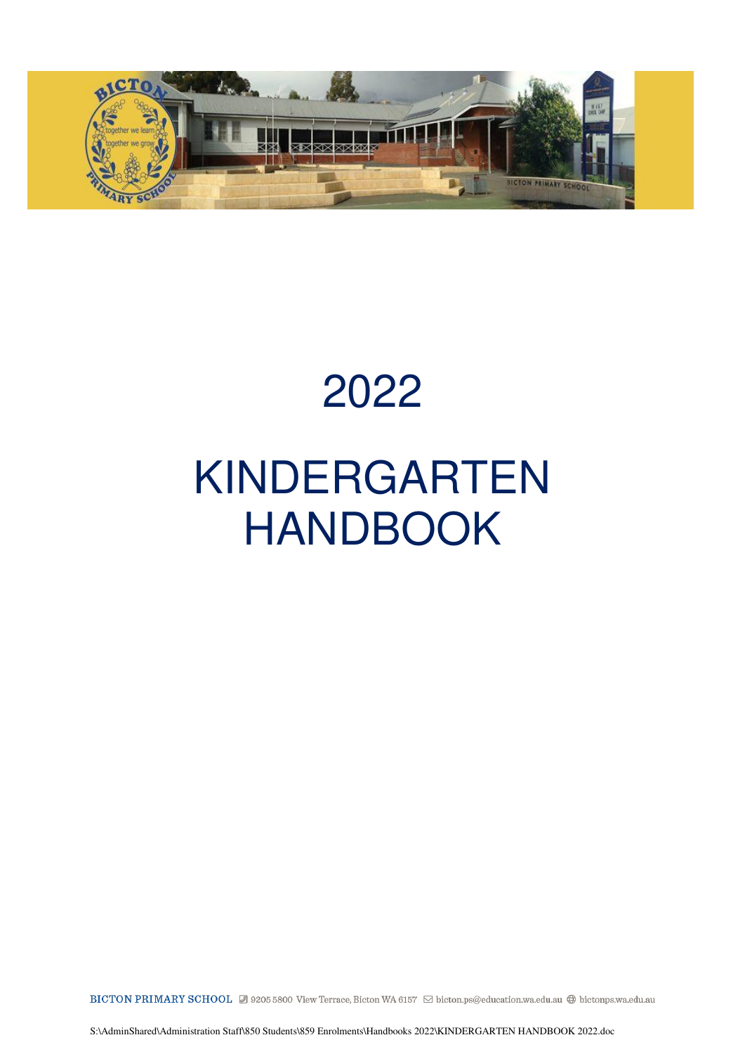# 2022

# KINDERGARTEN HANDBOOK

BICTON PRIMARY SCHOOL 9205 5800 View Terrace, Bicton WA 6157 bicton.ps@education.wa.edu.au bictonps.wa.edu.au

S:\AdminShared\Administration Staff\850 Students\859 Enrolments\Handbooks 2022\KINDERGARTEN HANDBOOK 2022.doc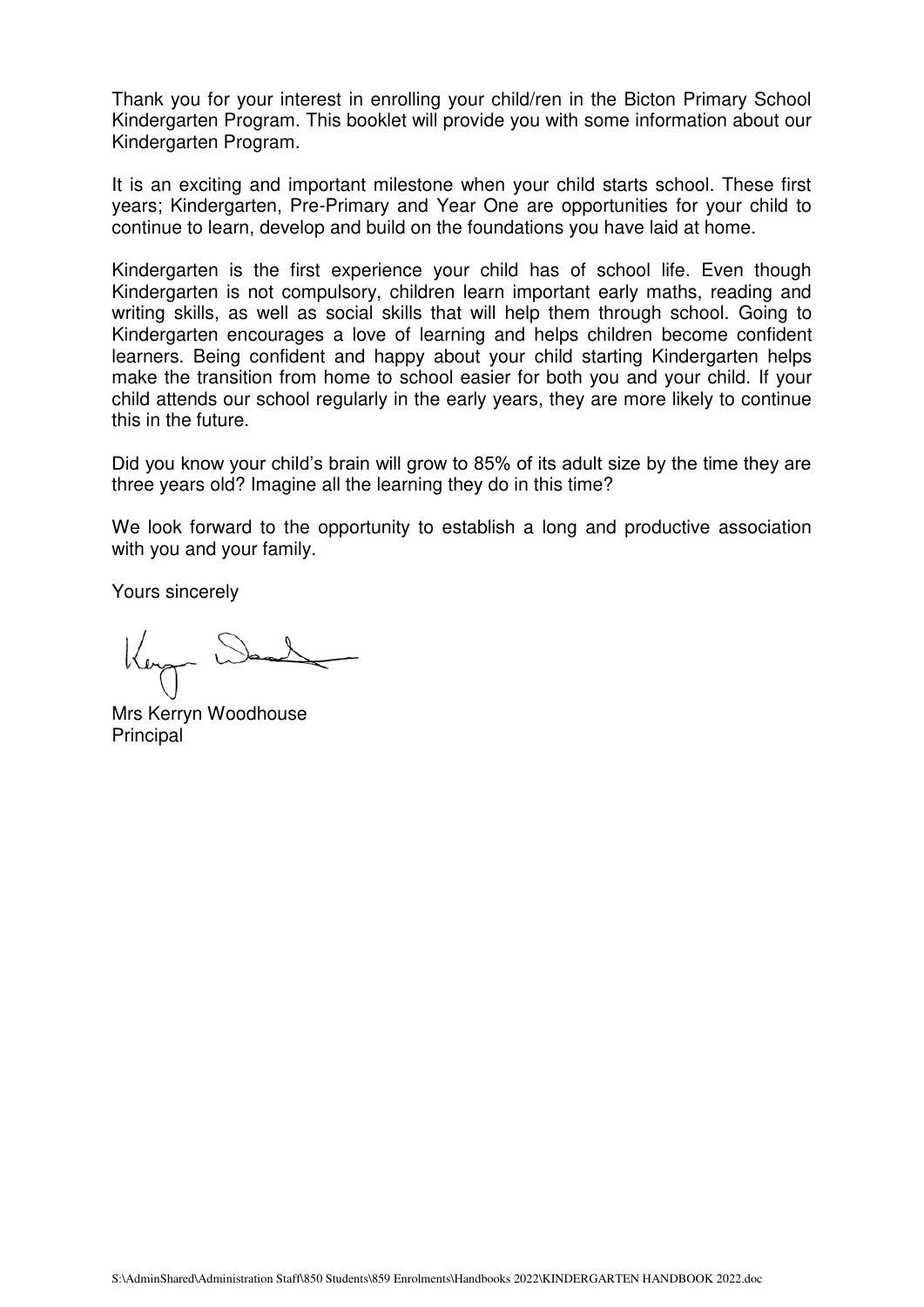Thank you for your interest in enrolling your child/ren in the Bicton Primary School Kindergarten Program. This booklet will provide you with some information about our Kindergarten Program.

It is an exciting and important milestone when your child starts school. These first years; Kindergarten, Pre-Primary and Year One are opportunities for your child to continue to learn, develop and build on the foundations you have laid at home.

Kindergarten is the first experience your child has of school life. Even though Kindergarten is not compulsory, children learn important early maths, reading and writing skills, as well as social skills that will help them through school. Going to Kindergarten encourages a love of learning and helps children become confident learners. Being confident and happy about your child starting Kindergarten helps make the transition from home to school easier for both you and your child. If your child attends our school regularly in the early years, they are more likely to continue this in the future.

Did you know your child's brain will grow to 85% of its adult size by the time they are three years old? Imagine all the learning they do in this time?

We look forward to the opportunity to establish a long and productive association with you and your family.

Yours sincerely

Mrs Kerryn Woodhouse
Principal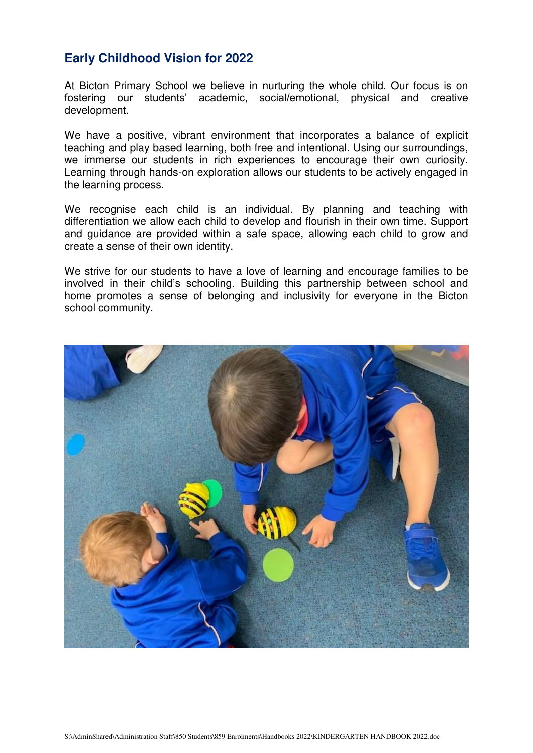## Early Childhood Vision for 2022

At Bicton Primary School we believe in nurturing the whole child. Our focus is on fostering our students' academic, social/emotional, physical and creative development.

We have a positive, vibrant environment that incorporates a balance of explicit teaching and play based learning, both free and intentional. Using our surroundings, we immerse our students in rich experiences to encourage their own curiosity. Learning through hands-on exploration allows our students to be actively engaged in the learning process.

We recognise each child is an individual. By planning and teaching with differentiation we allow each child to develop and flourish in their own time. Support and guidance are provided within a safe space, allowing each child to grow and create a sense of their own identity.

We strive for our students to have a love of learning and encourage families to be involved in their child's schooling. Building this partnership between school and home promotes a sense of belonging and inclusivity for everyone in the Bicton school community.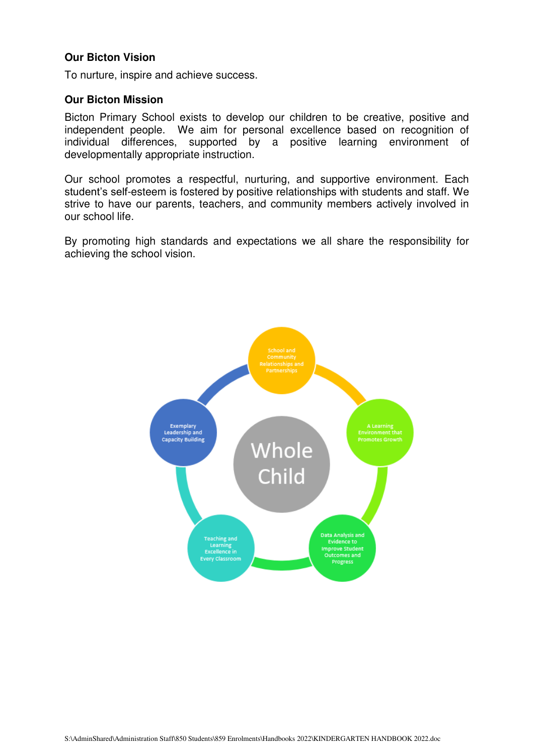**Our Bicton Vision**

To nurture, inspire and achieve success.

**Our Bicton Mission**

Bicton Primary School exists to develop our children to be creative, positive and independent people. We aim for personal excellence based on recognition of individual differences, supported by a positive learning environment of developmentally appropriate instruction.

Our school promotes a respectful, nurturing, and supportive environment. Each student's self-esteem is fostered by positive relationships with students and staff. We strive to have our parents, teachers, and community members actively involved in our school life.

By promoting high standards and expectations we all share the responsibility for achieving the school vision.

Whole Child

- School and Community Relationships and Partnerships
- A Learning Environment that Promotes Growth
- Data Analysis and Evidence to Improve Student Outcomes and Progress
- Teaching and Learning Excellence in Every Classroom
- Exemplary Leadership and Capacity Building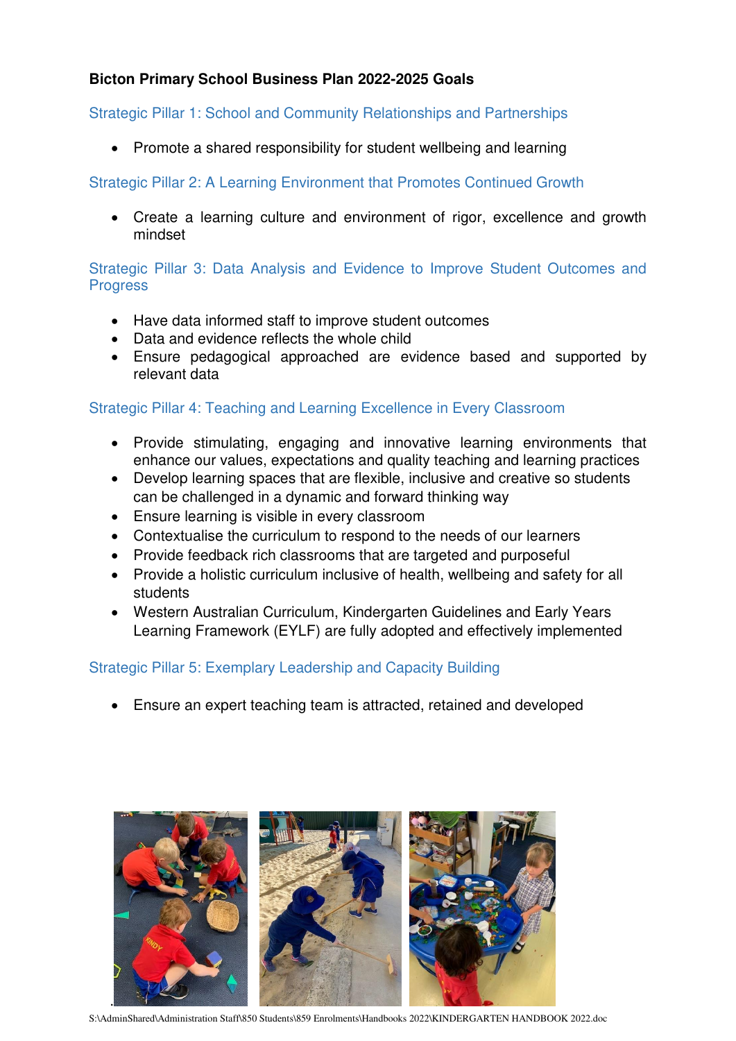**Bicton Primary School Business Plan 2022-2025 Goals**

## Strategic Pillar 1: School and Community Relationships and Partnerships

- Promote a shared responsibility for student wellbeing and learning

## Strategic Pillar 2: A Learning Environment that Promotes Continued Growth

- Create a learning culture and environment of rigor, excellence and growth mindset

## Strategic Pillar 3: Data Analysis and Evidence to Improve Student Outcomes and Progress

- Have data informed staff to improve student outcomes
- Data and evidence reflects the whole child
- Ensure pedagogical approached are evidence based and supported by relevant data

## Strategic Pillar 4: Teaching and Learning Excellence in Every Classroom

- Provide stimulating, engaging and innovative learning environments that enhance our values, expectations and quality teaching and learning practices
- Develop learning spaces that are flexible, inclusive and creative so students can be challenged in a dynamic and forward thinking way
- Ensure learning is visible in every classroom
- Contextualise the curriculum to respond to the needs of our learners
- Provide feedback rich classrooms that are targeted and purposeful
- Provide a holistic curriculum inclusive of health, wellbeing and safety for all students
- Western Australian Curriculum, Kindergarten Guidelines and Early Years Learning Framework (EYLF) are fully adopted and effectively implemented

## Strategic Pillar 5: Exemplary Leadership and Capacity Building

- Ensure an expert teaching team is attracted, retained and developed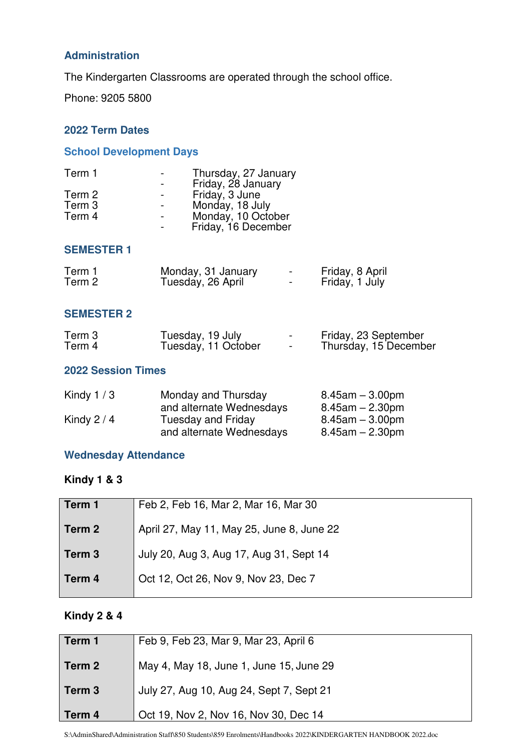## Administration

The Kindergarten Classrooms are operated through the school office.

Phone: 9205 5800

## 2022 Term Dates

### School Development Days

| | | |
|---|---|---|
| Term 1 | - | Thursday, 27 January |
| | - | Friday, 28 January |
| Term 2 | - | Friday, 3 June |
| Term 3 | - | Monday, 18 July |
| Term 4 | - | Monday, 10 October |
| | - | Friday, 16 December |

### SEMESTER 1

| | | | |
|---|---|---|---|
| Term 1 | Monday, 31 January | - | Friday, 8 April |
| Term 2 | Tuesday, 26 April | - | Friday, 1 July |

### SEMESTER 2

| | | | |
|---|---|---|---|
| Term 3 | Tuesday, 19 July | - | Friday, 23 September |
| Term 4 | Tuesday, 11 October | - | Thursday, 15 December |

## 2022 Session Times

| | | |
|---|---|---|
| Kindy 1 / 3 | Monday and Thursday | 8.45am – 3.00pm |
| | and alternate Wednesdays | 8.45am – 2.30pm |
| Kindy 2 / 4 | Tuesday and Friday | 8.45am – 3.00pm |
| | and alternate Wednesdays | 8.45am – 2.30pm |

## Wednesday Attendance

**Kindy 1 & 3**

| | |
|---|---|
| **Term 1** | Feb 2, Feb 16, Mar 2, Mar 16, Mar 30 |
| **Term 2** | April 27, May 11, May 25, June 8, June 22 |
| **Term 3** | July 20, Aug 3, Aug 17, Aug 31, Sept 14 |
| **Term 4** | Oct 12, Oct 26, Nov 9, Nov 23, Dec 7 |

**Kindy 2 & 4**

| | |
|---|---|
| **Term 1** | Feb 9, Feb 23, Mar 9, Mar 23, April 6 |
| **Term 2** | May 4, May 18, June 1, June 15, June 29 |
| **Term 3** | July 27, Aug 10, Aug 24, Sept 7, Sept 21 |
| **Term 4** | Oct 19, Nov 2, Nov 16, Nov 30, Dec 14 |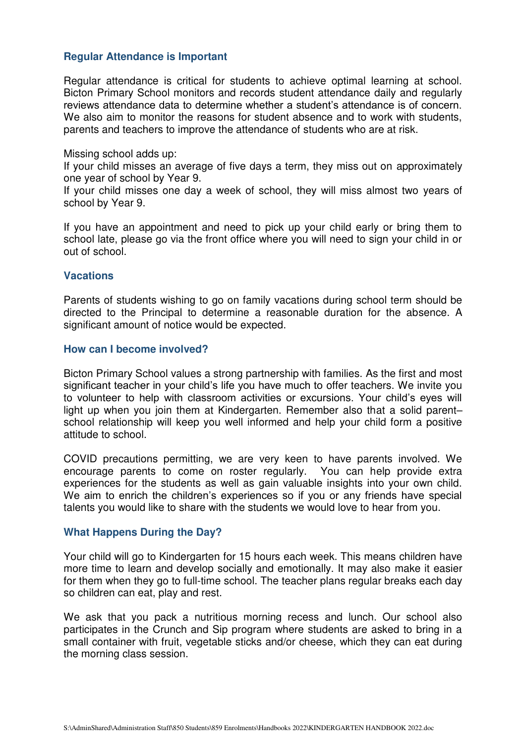### Regular Attendance is Important

Regular attendance is critical for students to achieve optimal learning at school. Bicton Primary School monitors and records student attendance daily and regularly reviews attendance data to determine whether a student's attendance is of concern. We also aim to monitor the reasons for student absence and to work with students, parents and teachers to improve the attendance of students who are at risk.

Missing school adds up:
If your child misses an average of five days a term, they miss out on approximately one year of school by Year 9.
If your child misses one day a week of school, they will miss almost two years of school by Year 9.

If you have an appointment and need to pick up your child early or bring them to school late, please go via the front office where you will need to sign your child in or out of school.

### Vacations

Parents of students wishing to go on family vacations during school term should be directed to the Principal to determine a reasonable duration for the absence. A significant amount of notice would be expected.

### How can I become involved?

Bicton Primary School values a strong partnership with families. As the first and most significant teacher in your child's life you have much to offer teachers. We invite you to volunteer to help with classroom activities or excursions. Your child's eyes will light up when you join them at Kindergarten. Remember also that a solid parent–school relationship will keep you well informed and help your child form a positive attitude to school.

COVID precautions permitting, we are very keen to have parents involved. We encourage parents to come on roster regularly. You can help provide extra experiences for the students as well as gain valuable insights into your own child. We aim to enrich the children's experiences so if you or any friends have special talents you would like to share with the students we would love to hear from you.

### What Happens During the Day?

Your child will go to Kindergarten for 15 hours each week. This means children have more time to learn and develop socially and emotionally. It may also make it easier for them when they go to full-time school. The teacher plans regular breaks each day so children can eat, play and rest.

We ask that you pack a nutritious morning recess and lunch. Our school also participates in the Crunch and Sip program where students are asked to bring in a small container with fruit, vegetable sticks and/or cheese, which they can eat during the morning class session.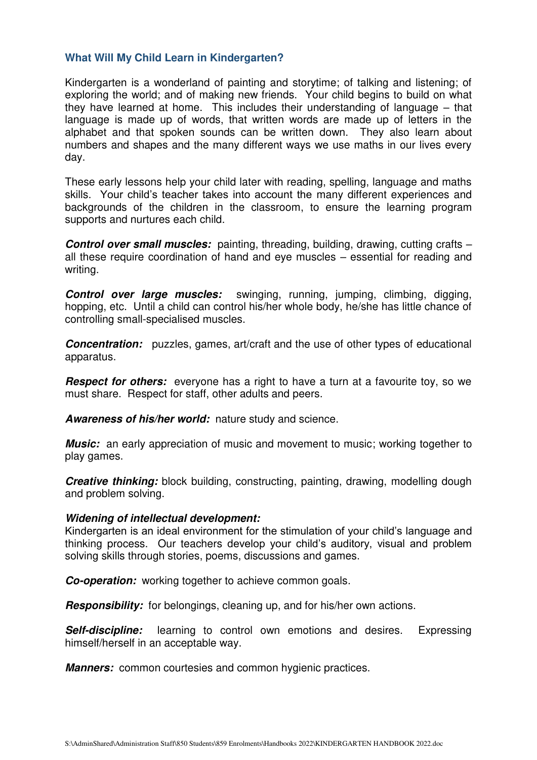### What Will My Child Learn in Kindergarten?

Kindergarten is a wonderland of painting and storytime; of talking and listening; of exploring the world; and of making new friends. Your child begins to build on what they have learned at home. This includes their understanding of language – that language is made up of words, that written words are made up of letters in the alphabet and that spoken sounds can be written down. They also learn about numbers and shapes and the many different ways we use maths in our lives every day.

These early lessons help your child later with reading, spelling, language and maths skills. Your child's teacher takes into account the many different experiences and backgrounds of the children in the classroom, to ensure the learning program supports and nurtures each child.

***Control over small muscles:*** painting, threading, building, drawing, cutting crafts – all these require coordination of hand and eye muscles – essential for reading and writing.

***Control over large muscles:*** swinging, running, jumping, climbing, digging, hopping, etc. Until a child can control his/her whole body, he/she has little chance of controlling small-specialised muscles.

***Concentration:*** puzzles, games, art/craft and the use of other types of educational apparatus.

***Respect for others:*** everyone has a right to have a turn at a favourite toy, so we must share. Respect for staff, other adults and peers.

***Awareness of his/her world:*** nature study and science.

***Music:*** an early appreciation of music and movement to music; working together to play games.

***Creative thinking:*** block building, constructing, painting, drawing, modelling dough and problem solving.

***Widening of intellectual development:***
Kindergarten is an ideal environment for the stimulation of your child's language and thinking process. Our teachers develop your child's auditory, visual and problem solving skills through stories, poems, discussions and games.

***Co-operation:*** working together to achieve common goals.

***Responsibility:*** for belongings, cleaning up, and for his/her own actions.

***Self-discipline:*** learning to control own emotions and desires. Expressing himself/herself in an acceptable way.

***Manners:*** common courtesies and common hygienic practices.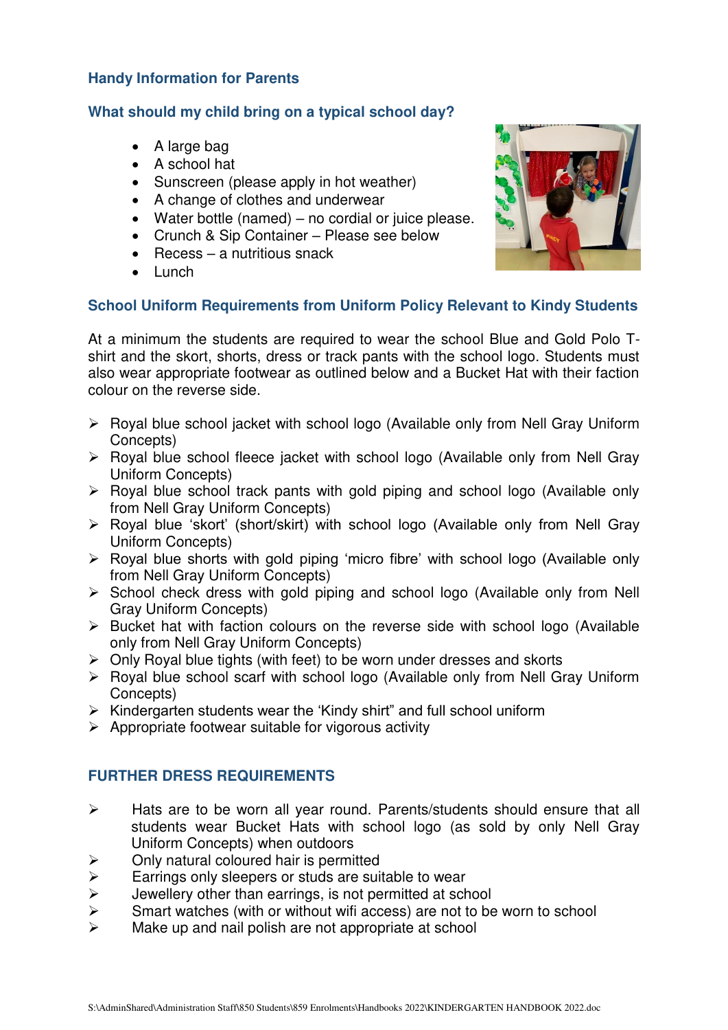## Handy Information for Parents

### What should my child bring on a typical school day?

- A large bag
- A school hat
- Sunscreen (please apply in hot weather)
- A change of clothes and underwear
- Water bottle (named) – no cordial or juice please.
- Crunch & Sip Container – Please see below
- Recess – a nutritious snack
- Lunch

### School Uniform Requirements from Uniform Policy Relevant to Kindy Students

At a minimum the students are required to wear the school Blue and Gold Polo T-shirt and the skort, shorts, dress or track pants with the school logo. Students must also wear appropriate footwear as outlined below and a Bucket Hat with their faction colour on the reverse side.

- Royal blue school jacket with school logo (Available only from Nell Gray Uniform Concepts)
- Royal blue school fleece jacket with school logo (Available only from Nell Gray Uniform Concepts)
- Royal blue school track pants with gold piping and school logo (Available only from Nell Gray Uniform Concepts)
- Royal blue 'skort' (short/skirt) with school logo (Available only from Nell Gray Uniform Concepts)
- Royal blue shorts with gold piping 'micro fibre' with school logo (Available only from Nell Gray Uniform Concepts)
- School check dress with gold piping and school logo (Available only from Nell Gray Uniform Concepts)
- Bucket hat with faction colours on the reverse side with school logo (Available only from Nell Gray Uniform Concepts)
- Only Royal blue tights (with feet) to be worn under dresses and skorts
- Royal blue school scarf with school logo (Available only from Nell Gray Uniform Concepts)
- Kindergarten students wear the 'Kindy shirt" and full school uniform
- Appropriate footwear suitable for vigorous activity

### FURTHER DRESS REQUIREMENTS

- Hats are to be worn all year round. Parents/students should ensure that all students wear Bucket Hats with school logo (as sold by only Nell Gray Uniform Concepts) when outdoors
- Only natural coloured hair is permitted
- Earrings only sleepers or studs are suitable to wear
- Jewellery other than earrings, is not permitted at school
- Smart watches (with or without wifi access) are not to be worn to school
- Make up and nail polish are not appropriate at school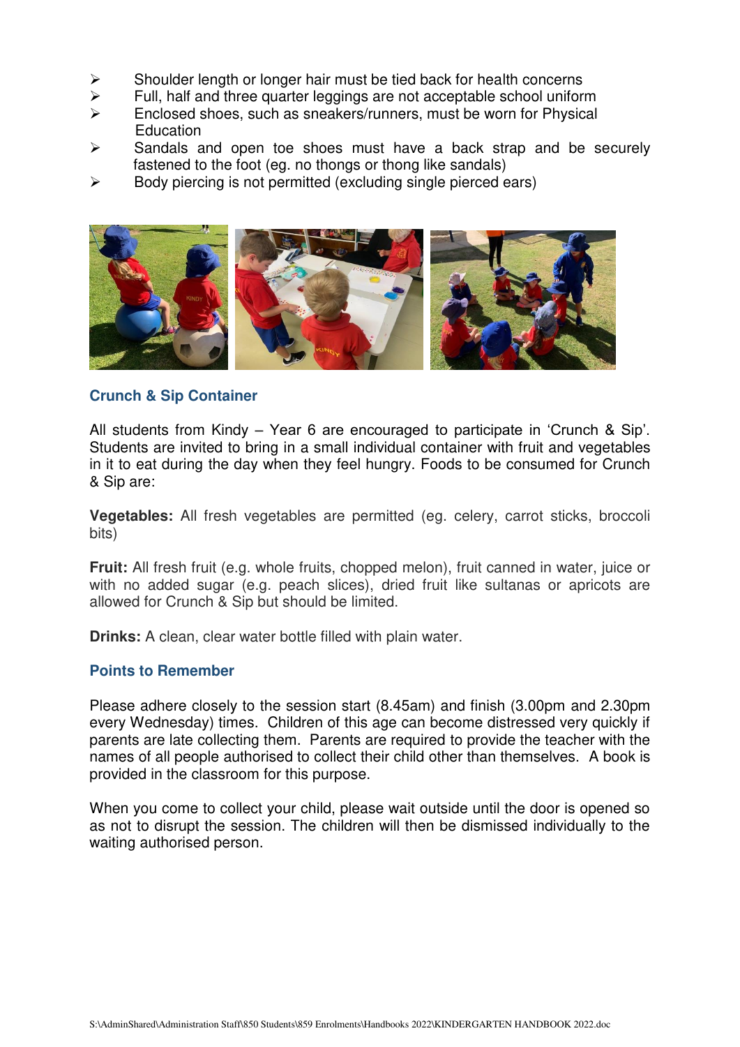- Shoulder length or longer hair must be tied back for health concerns
- Full, half and three quarter leggings are not acceptable school uniform
- Enclosed shoes, such as sneakers/runners, must be worn for Physical Education
- Sandals and open toe shoes must have a back strap and be securely fastened to the foot (eg. no thongs or thong like sandals)
- Body piercing is not permitted (excluding single pierced ears)

### Crunch & Sip Container

All students from Kindy – Year 6 are encouraged to participate in 'Crunch & Sip'. Students are invited to bring in a small individual container with fruit and vegetables in it to eat during the day when they feel hungry. Foods to be consumed for Crunch & Sip are:

**Vegetables:** All fresh vegetables are permitted (eg. celery, carrot sticks, broccoli bits)

**Fruit:** All fresh fruit (e.g. whole fruits, chopped melon), fruit canned in water, juice or with no added sugar (e.g. peach slices), dried fruit like sultanas or apricots are allowed for Crunch & Sip but should be limited.

**Drinks:** A clean, clear water bottle filled with plain water.

### Points to Remember

Please adhere closely to the session start (8.45am) and finish (3.00pm and 2.30pm every Wednesday) times. Children of this age can become distressed very quickly if parents are late collecting them. Parents are required to provide the teacher with the names of all people authorised to collect their child other than themselves. A book is provided in the classroom for this purpose.

When you come to collect your child, please wait outside until the door is opened so as not to disrupt the session. The children will then be dismissed individually to the waiting authorised person.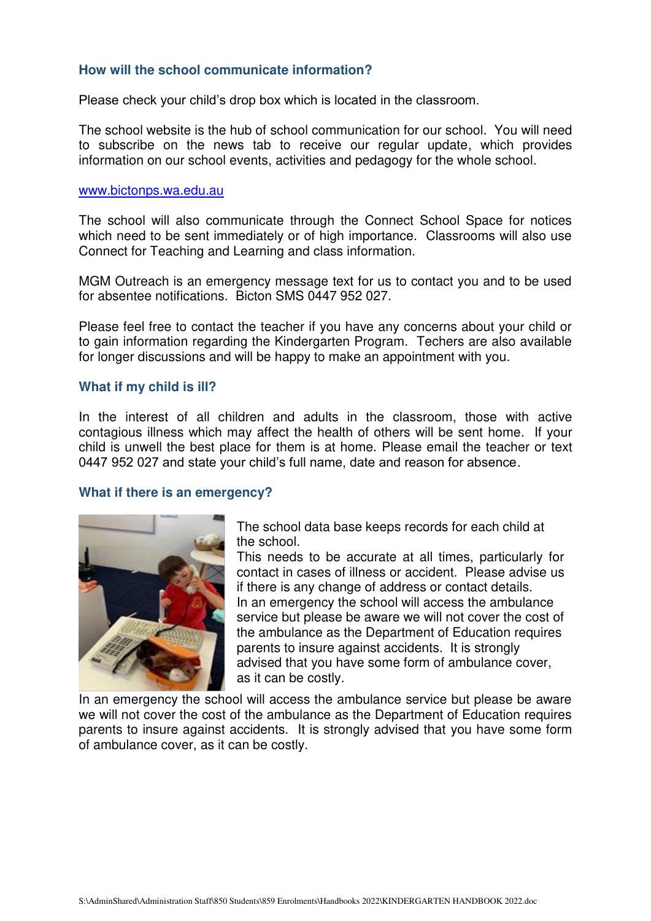### How will the school communicate information?

Please check your child's drop box which is located in the classroom.

The school website is the hub of school communication for our school. You will need to subscribe on the news tab to receive our regular update, which provides information on our school events, activities and pedagogy for the whole school.

[www.bictonps.wa.edu.au](http://www.bictonps.wa.edu.au)

The school will also communicate through the Connect School Space for notices which need to be sent immediately or of high importance. Classrooms will also use Connect for Teaching and Learning and class information.

MGM Outreach is an emergency message text for us to contact you and to be used for absentee notifications. Bicton SMS 0447 952 027.

Please feel free to contact the teacher if you have any concerns about your child or to gain information regarding the Kindergarten Program. Techers are also available for longer discussions and will be happy to make an appointment with you.

### What if my child is ill?

In the interest of all children and adults in the classroom, those with active contagious illness which may affect the health of others will be sent home. If your child is unwell the best place for them is at home. Please email the teacher or text 0447 952 027 and state your child's full name, date and reason for absence.

### What if there is an emergency?

The school data base keeps records for each child at the school.
This needs to be accurate at all times, particularly for contact in cases of illness or accident. Please advise us if there is any change of address or contact details.
In an emergency the school will access the ambulance service but please be aware we will not cover the cost of the ambulance as the Department of Education requires parents to insure against accidents. It is strongly advised that you have some form of ambulance cover, as it can be costly.

In an emergency the school will access the ambulance service but please be aware we will not cover the cost of the ambulance as the Department of Education requires parents to insure against accidents. It is strongly advised that you have some form of ambulance cover, as it can be costly.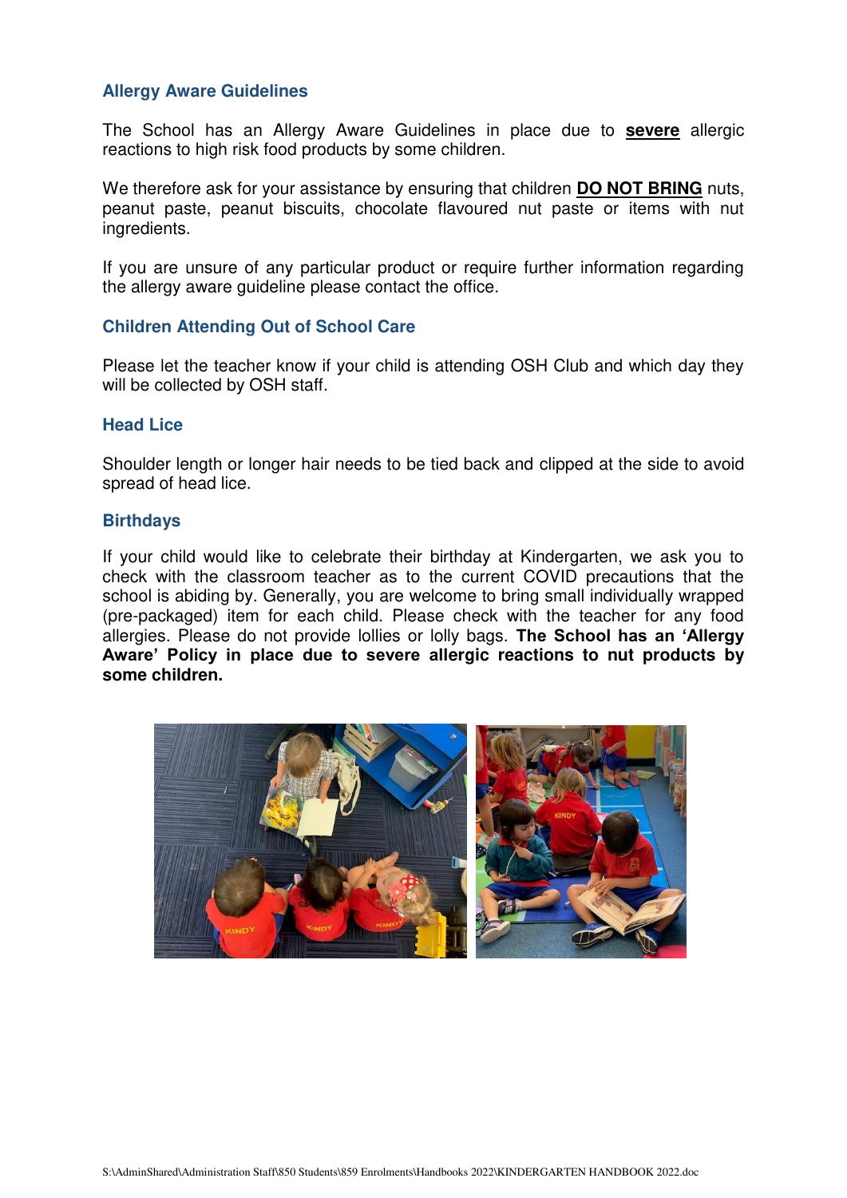## Allergy Aware Guidelines

The School has an Allergy Aware Guidelines in place due to **severe** allergic reactions to high risk food products by some children.

We therefore ask for your assistance by ensuring that children **DO NOT BRING** nuts, peanut paste, peanut biscuits, chocolate flavoured nut paste or items with nut ingredients.

If you are unsure of any particular product or require further information regarding the allergy aware guideline please contact the office.

## Children Attending Out of School Care

Please let the teacher know if your child is attending OSH Club and which day they will be collected by OSH staff.

## Head Lice

Shoulder length or longer hair needs to be tied back and clipped at the side to avoid spread of head lice.

## Birthdays

If your child would like to celebrate their birthday at Kindergarten, we ask you to check with the classroom teacher as to the current COVID precautions that the school is abiding by. Generally, you are welcome to bring small individually wrapped (pre-packaged) item for each child. Please check with the teacher for any food allergies. Please do not provide lollies or lolly bags. **The School has an 'Allergy Aware' Policy in place due to severe allergic reactions to nut products by some children.**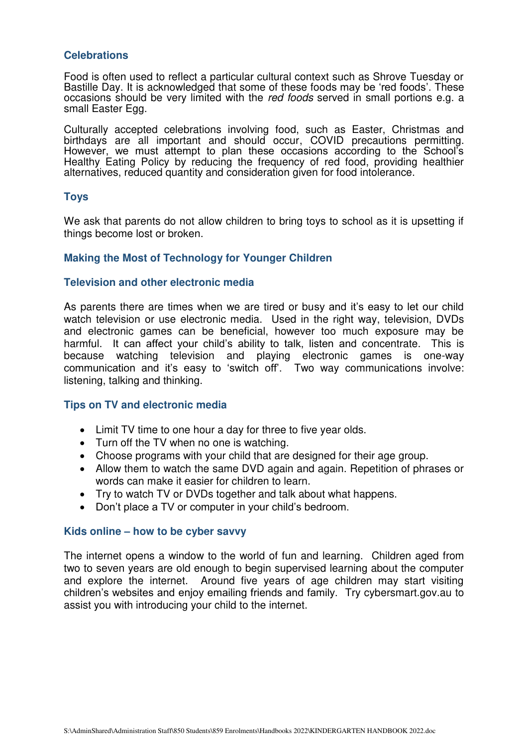### Celebrations

Food is often used to reflect a particular cultural context such as Shrove Tuesday or Bastille Day. It is acknowledged that some of these foods may be 'red foods'. These occasions should be very limited with the *red foods* served in small portions e.g. a small Easter Egg.

Culturally accepted celebrations involving food, such as Easter, Christmas and birthdays are all important and should occur, COVID precautions permitting. However, we must attempt to plan these occasions according to the School's Healthy Eating Policy by reducing the frequency of red food, providing healthier alternatives, reduced quantity and consideration given for food intolerance.

### Toys

We ask that parents do not allow children to bring toys to school as it is upsetting if things become lost or broken.

### Making the Most of Technology for Younger Children

### Television and other electronic media

As parents there are times when we are tired or busy and it's easy to let our child watch television or use electronic media. Used in the right way, television, DVDs and electronic games can be beneficial, however too much exposure may be harmful. It can affect your child's ability to talk, listen and concentrate. This is because watching television and playing electronic games is one-way communication and it's easy to 'switch off'. Two way communications involve: listening, talking and thinking.

### Tips on TV and electronic media

- Limit TV time to one hour a day for three to five year olds.
- Turn off the TV when no one is watching.
- Choose programs with your child that are designed for their age group.
- Allow them to watch the same DVD again and again. Repetition of phrases or words can make it easier for children to learn.
- Try to watch TV or DVDs together and talk about what happens.
- Don't place a TV or computer in your child's bedroom.

### Kids online – how to be cyber savvy

The internet opens a window to the world of fun and learning. Children aged from two to seven years are old enough to begin supervised learning about the computer and explore the internet. Around five years of age children may start visiting children's websites and enjoy emailing friends and family. Try cybersmart.gov.au to assist you with introducing your child to the internet.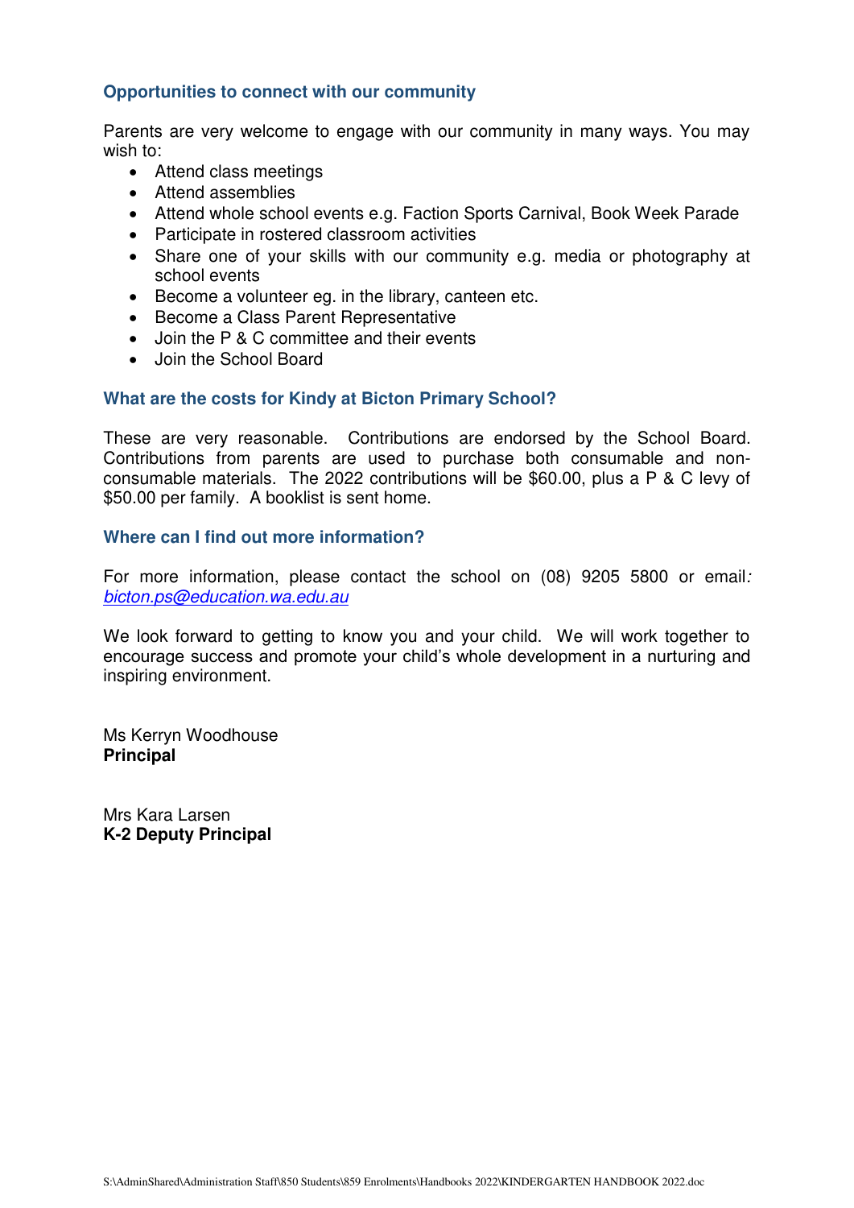### Opportunities to connect with our community

Parents are very welcome to engage with our community in many ways. You may wish to:

- Attend class meetings
- Attend assemblies
- Attend whole school events e.g. Faction Sports Carnival, Book Week Parade
- Participate in rostered classroom activities
- Share one of your skills with our community e.g. media or photography at school events
- Become a volunteer eg. in the library, canteen etc.
- Become a Class Parent Representative
- Join the P & C committee and their events
- Join the School Board

### What are the costs for Kindy at Bicton Primary School?

These are very reasonable. Contributions are endorsed by the School Board. Contributions from parents are used to purchase both consumable and non-consumable materials. The 2022 contributions will be $60.00, plus a P & C levy of $50.00 per family. A booklist is sent home.

### Where can I find out more information?

For more information, please contact the school on (08) 9205 5800 or email*:* *bicton.ps@education.wa.edu.au*

We look forward to getting to know you and your child. We will work together to encourage success and promote your child's whole development in a nurturing and inspiring environment.

Ms Kerryn Woodhouse
**Principal**

Mrs Kara Larsen
**K-2 Deputy Principal**